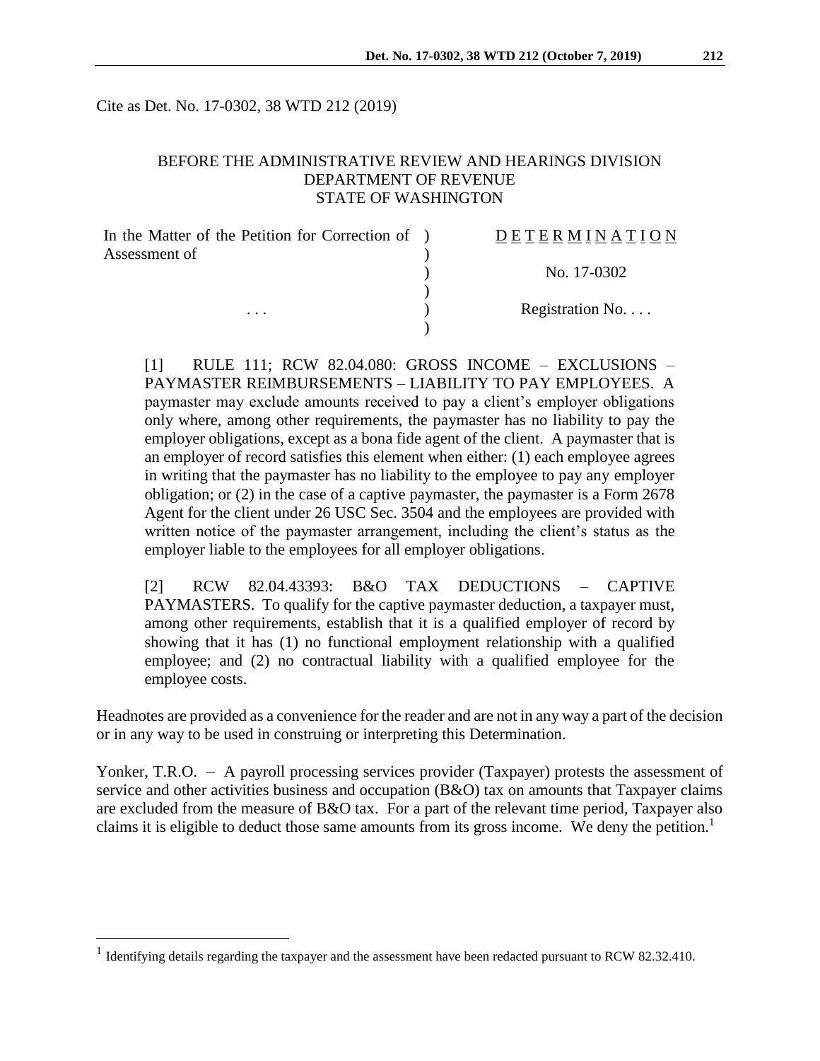Cite as Det. No. 17-0302, 38 WTD 212 (2019)

BEFORE THE ADMINISTRATIVE REVIEW AND HEARINGS DIVISION
DEPARTMENT OF REVENUE
STATE OF WASHINGTON

| | | |
|---|---|---|
| In the Matter of the Petition for Correction of Assessment of | ) | D E T E R M I N A T I O N |
| | ) | No. 17-0302 |
| . . . | ) | Registration No. . . . |

[1] RULE 111; RCW 82.04.080: GROSS INCOME – EXCLUSIONS – PAYMASTER REIMBURSEMENTS – LIABILITY TO PAY EMPLOYEES. A paymaster may exclude amounts received to pay a client's employer obligations only where, among other requirements, the paymaster has no liability to pay the employer obligations, except as a bona fide agent of the client. A paymaster that is an employer of record satisfies this element when either: (1) each employee agrees in writing that the paymaster has no liability to the employee to pay any employer obligation; or (2) in the case of a captive paymaster, the paymaster is a Form 2678 Agent for the client under 26 USC Sec. 3504 and the employees are provided with written notice of the paymaster arrangement, including the client's status as the employer liable to the employees for all employer obligations.

[2] RCW 82.04.43393: B&O TAX DEDUCTIONS – CAPTIVE PAYMASTERS. To qualify for the captive paymaster deduction, a taxpayer must, among other requirements, establish that it is a qualified employer of record by showing that it has (1) no functional employment relationship with a qualified employee; and (2) no contractual liability with a qualified employee for the employee costs.

Headnotes are provided as a convenience for the reader and are not in any way a part of the decision or in any way to be used in construing or interpreting this Determination.

Yonker, T.R.O. – A payroll processing services provider (Taxpayer) protests the assessment of service and other activities business and occupation (B&O) tax on amounts that Taxpayer claims are excluded from the measure of B&O tax. For a part of the relevant time period, Taxpayer also claims it is eligible to deduct those same amounts from its gross income. We deny the petition.[1]

[1] Identifying details regarding the taxpayer and the assessment have been redacted pursuant to RCW 82.32.410.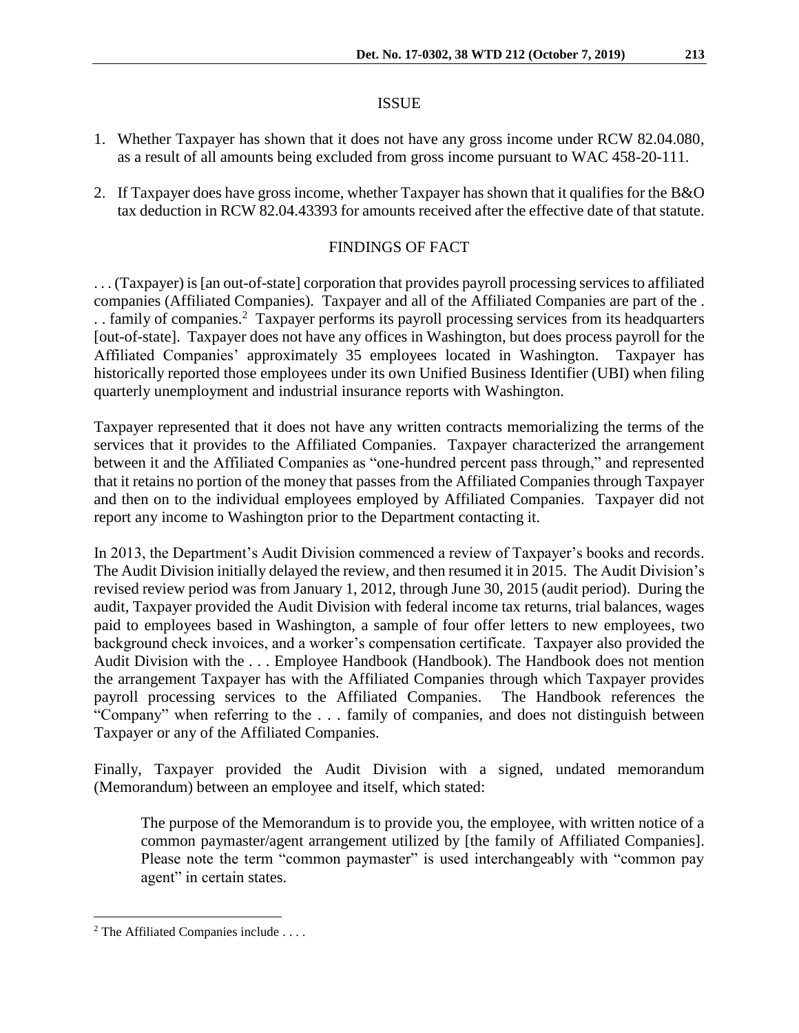## ISSUE

1. Whether Taxpayer has shown that it does not have any gross income under RCW 82.04.080, as a result of all amounts being excluded from gross income pursuant to WAC 458-20-111.

2. If Taxpayer does have gross income, whether Taxpayer has shown that it qualifies for the B&O tax deduction in RCW 82.04.43393 for amounts received after the effective date of that statute.

## FINDINGS OF FACT

. . . (Taxpayer) is [an out-of-state] corporation that provides payroll processing services to affiliated companies (Affiliated Companies). Taxpayer and all of the Affiliated Companies are part of the . . . family of companies.[2] Taxpayer performs its payroll processing services from its headquarters [out-of-state]. Taxpayer does not have any offices in Washington, but does process payroll for the Affiliated Companies' approximately 35 employees located in Washington. Taxpayer has historically reported those employees under its own Unified Business Identifier (UBI) when filing quarterly unemployment and industrial insurance reports with Washington.

Taxpayer represented that it does not have any written contracts memorializing the terms of the services that it provides to the Affiliated Companies. Taxpayer characterized the arrangement between it and the Affiliated Companies as "one-hundred percent pass through," and represented that it retains no portion of the money that passes from the Affiliated Companies through Taxpayer and then on to the individual employees employed by Affiliated Companies. Taxpayer did not report any income to Washington prior to the Department contacting it.

In 2013, the Department's Audit Division commenced a review of Taxpayer's books and records. The Audit Division initially delayed the review, and then resumed it in 2015. The Audit Division's revised review period was from January 1, 2012, through June 30, 2015 (audit period). During the audit, Taxpayer provided the Audit Division with federal income tax returns, trial balances, wages paid to employees based in Washington, a sample of four offer letters to new employees, two background check invoices, and a worker's compensation certificate. Taxpayer also provided the Audit Division with the . . . Employee Handbook (Handbook). The Handbook does not mention the arrangement Taxpayer has with the Affiliated Companies through which Taxpayer provides payroll processing services to the Affiliated Companies. The Handbook references the "Company" when referring to the . . . family of companies, and does not distinguish between Taxpayer or any of the Affiliated Companies.

Finally, Taxpayer provided the Audit Division with a signed, undated memorandum (Memorandum) between an employee and itself, which stated:

> The purpose of the Memorandum is to provide you, the employee, with written notice of a common paymaster/agent arrangement utilized by [the family of Affiliated Companies]. Please note the term "common paymaster" is used interchangeably with "common pay agent" in certain states.

---

[2] The Affiliated Companies include . . . .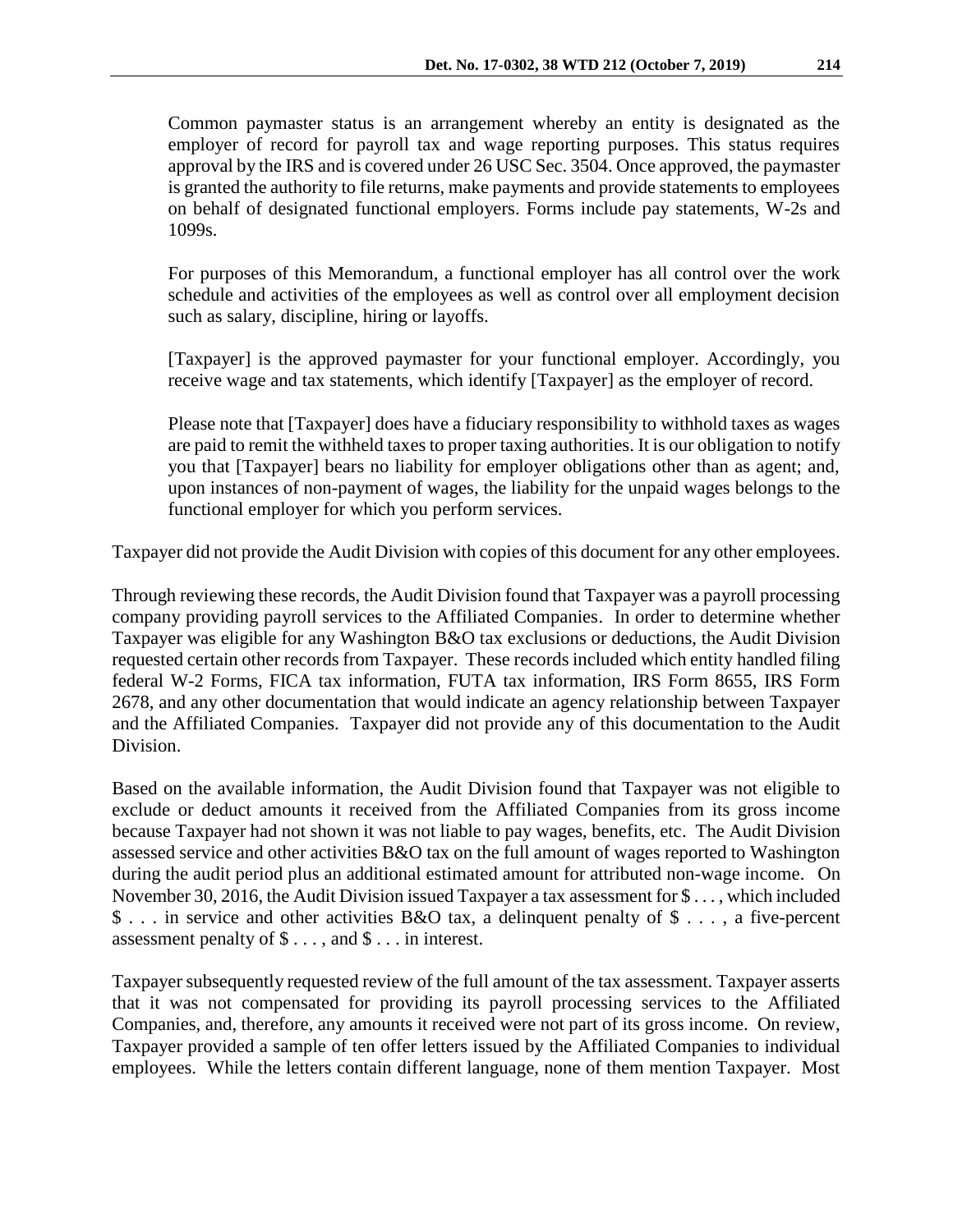> Common paymaster status is an arrangement whereby an entity is designated as the employer of record for payroll tax and wage reporting purposes. This status requires approval by the IRS and is covered under 26 USC Sec. 3504. Once approved, the paymaster is granted the authority to file returns, make payments and provide statements to employees on behalf of designated functional employers. Forms include pay statements, W-2s and 1099s.
>
> For purposes of this Memorandum, a functional employer has all control over the work schedule and activities of the employees as well as control over all employment decision such as salary, discipline, hiring or layoffs.
>
> [Taxpayer] is the approved paymaster for your functional employer. Accordingly, you receive wage and tax statements, which identify [Taxpayer] as the employer of record.
>
> Please note that [Taxpayer] does have a fiduciary responsibility to withhold taxes as wages are paid to remit the withheld taxes to proper taxing authorities. It is our obligation to notify you that [Taxpayer] bears no liability for employer obligations other than as agent; and, upon instances of non-payment of wages, the liability for the unpaid wages belongs to the functional employer for which you perform services.

Taxpayer did not provide the Audit Division with copies of this document for any other employees.

Through reviewing these records, the Audit Division found that Taxpayer was a payroll processing company providing payroll services to the Affiliated Companies. In order to determine whether Taxpayer was eligible for any Washington B&O tax exclusions or deductions, the Audit Division requested certain other records from Taxpayer. These records included which entity handled filing federal W-2 Forms, FICA tax information, FUTA tax information, IRS Form 8655, IRS Form 2678, and any other documentation that would indicate an agency relationship between Taxpayer and the Affiliated Companies. Taxpayer did not provide any of this documentation to the Audit Division.

Based on the available information, the Audit Division found that Taxpayer was not eligible to exclude or deduct amounts it received from the Affiliated Companies from its gross income because Taxpayer had not shown it was not liable to pay wages, benefits, etc. The Audit Division assessed service and other activities B&O tax on the full amount of wages reported to Washington during the audit period plus an additional estimated amount for attributed non-wage income. On November 30, 2016, the Audit Division issued Taxpayer a tax assessment for $ . . . , which included $ . . . in service and other activities B&O tax, a delinquent penalty of $ . . . , a five-percent assessment penalty of $ . . . , and $ . . . in interest.

Taxpayer subsequently requested review of the full amount of the tax assessment. Taxpayer asserts that it was not compensated for providing its payroll processing services to the Affiliated Companies, and, therefore, any amounts it received were not part of its gross income. On review, Taxpayer provided a sample of ten offer letters issued by the Affiliated Companies to individual employees. While the letters contain different language, none of them mention Taxpayer. Most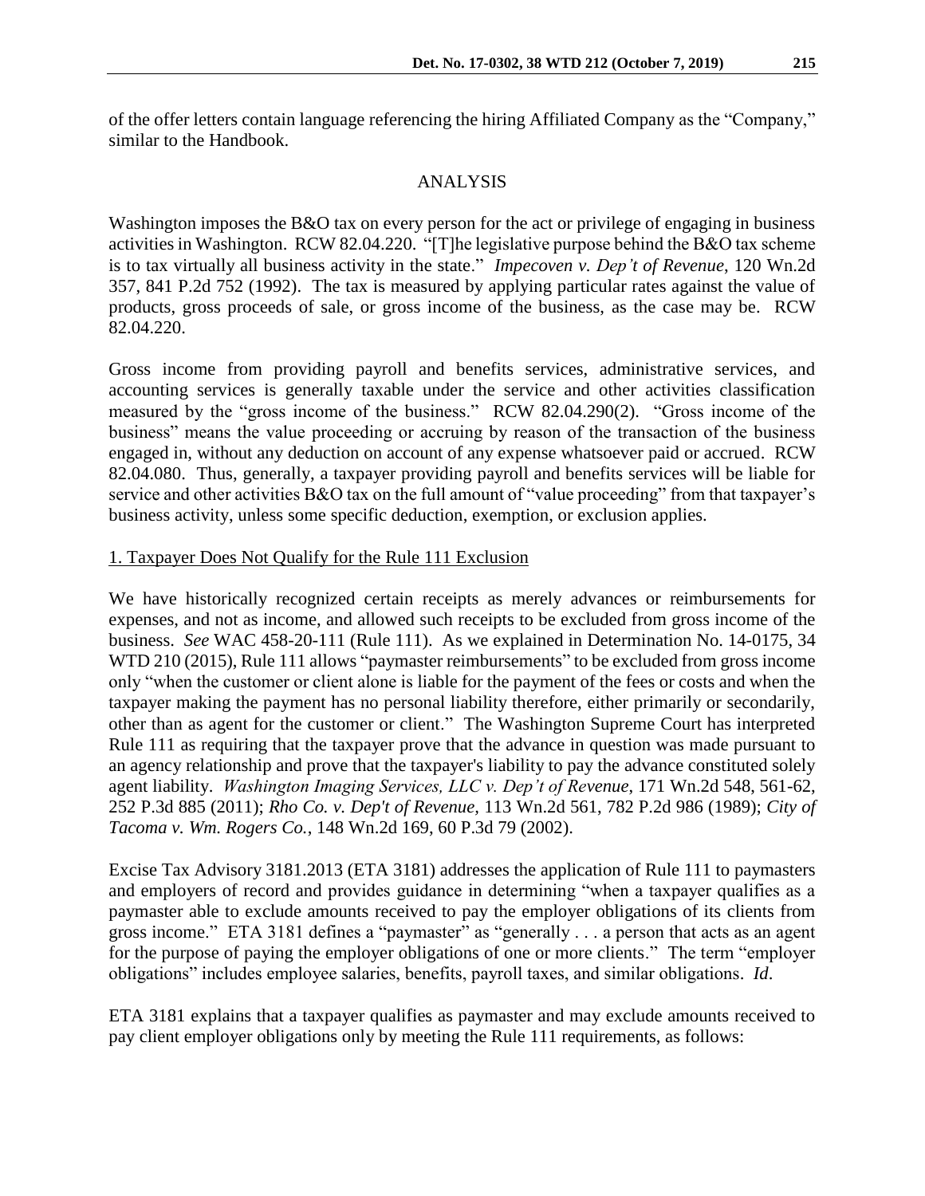of the offer letters contain language referencing the hiring Affiliated Company as the "Company," similar to the Handbook.

## ANALYSIS

Washington imposes the B&O tax on every person for the act or privilege of engaging in business activities in Washington. RCW 82.04.220. "[T]he legislative purpose behind the B&O tax scheme is to tax virtually all business activity in the state." *Impecoven v. Dep't of Revenue*, 120 Wn.2d 357, 841 P.2d 752 (1992). The tax is measured by applying particular rates against the value of products, gross proceeds of sale, or gross income of the business, as the case may be. RCW 82.04.220.

Gross income from providing payroll and benefits services, administrative services, and accounting services is generally taxable under the service and other activities classification measured by the "gross income of the business." RCW 82.04.290(2). "Gross income of the business" means the value proceeding or accruing by reason of the transaction of the business engaged in, without any deduction on account of any expense whatsoever paid or accrued. RCW 82.04.080. Thus, generally, a taxpayer providing payroll and benefits services will be liable for service and other activities B&O tax on the full amount of "value proceeding" from that taxpayer's business activity, unless some specific deduction, exemption, or exclusion applies.

### 1. Taxpayer Does Not Qualify for the Rule 111 Exclusion

We have historically recognized certain receipts as merely advances or reimbursements for expenses, and not as income, and allowed such receipts to be excluded from gross income of the business. *See* WAC 458-20-111 (Rule 111). As we explained in Determination No. 14-0175, 34 WTD 210 (2015), Rule 111 allows "paymaster reimbursements" to be excluded from gross income only "when the customer or client alone is liable for the payment of the fees or costs and when the taxpayer making the payment has no personal liability therefore, either primarily or secondarily, other than as agent for the customer or client." The Washington Supreme Court has interpreted Rule 111 as requiring that the taxpayer prove that the advance in question was made pursuant to an agency relationship and prove that the taxpayer's liability to pay the advance constituted solely agent liability. *Washington Imaging Services, LLC v. Dep't of Revenue*, 171 Wn.2d 548, 561-62, 252 P.3d 885 (2011); *Rho Co. v. Dep't of Revenue*, 113 Wn.2d 561, 782 P.2d 986 (1989); *City of Tacoma v. Wm. Rogers Co.*, 148 Wn.2d 169, 60 P.3d 79 (2002).

Excise Tax Advisory 3181.2013 (ETA 3181) addresses the application of Rule 111 to paymasters and employers of record and provides guidance in determining "when a taxpayer qualifies as a paymaster able to exclude amounts received to pay the employer obligations of its clients from gross income." ETA 3181 defines a "paymaster" as "generally . . . a person that acts as an agent for the purpose of paying the employer obligations of one or more clients." The term "employer obligations" includes employee salaries, benefits, payroll taxes, and similar obligations. *Id*.

ETA 3181 explains that a taxpayer qualifies as paymaster and may exclude amounts received to pay client employer obligations only by meeting the Rule 111 requirements, as follows: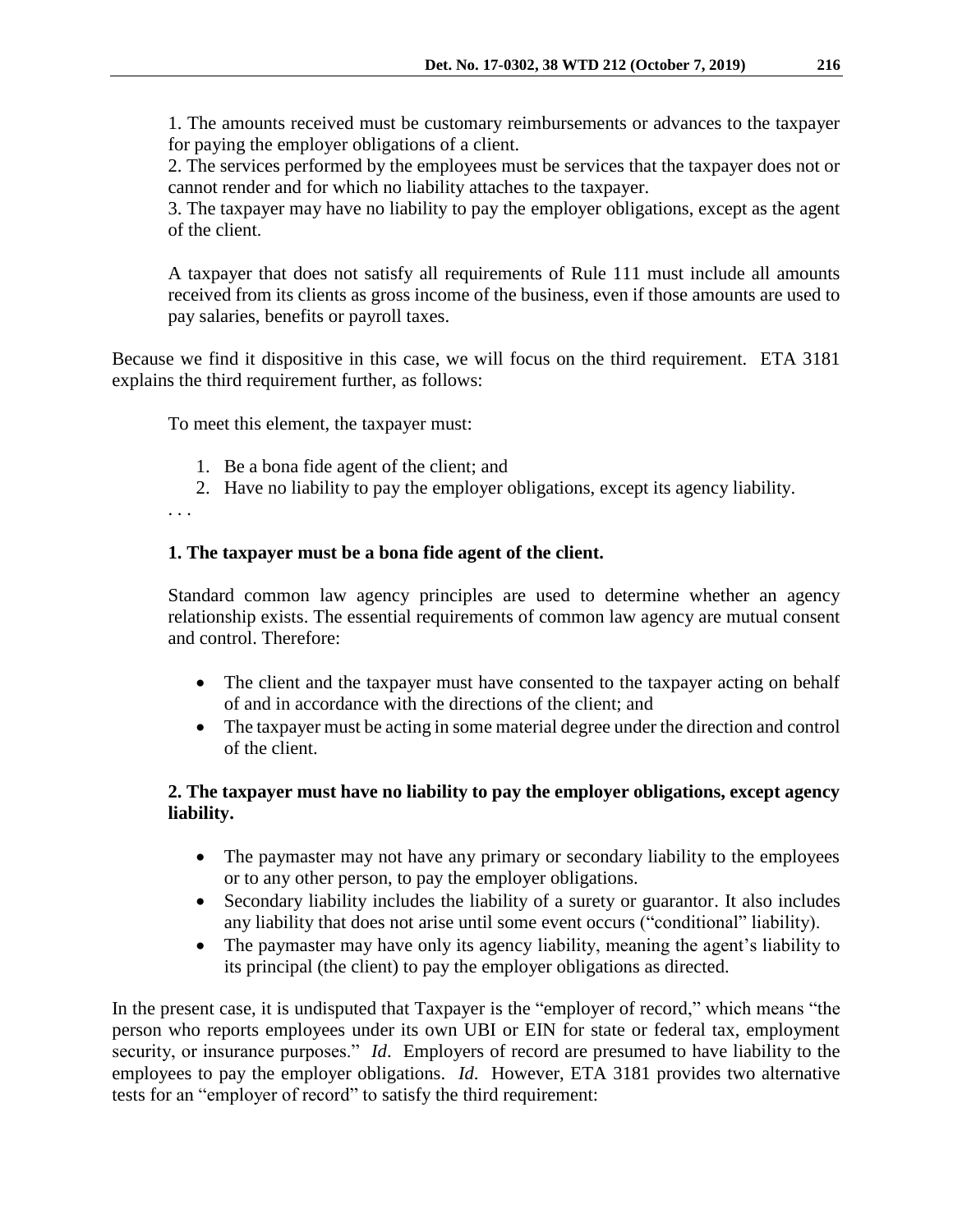1. The amounts received must be customary reimbursements or advances to the taxpayer for paying the employer obligations of a client.
2. The services performed by the employees must be services that the taxpayer does not or cannot render and for which no liability attaches to the taxpayer.
3. The taxpayer may have no liability to pay the employer obligations, except as the agent of the client.

> A taxpayer that does not satisfy all requirements of Rule 111 must include all amounts received from its clients as gross income of the business, even if those amounts are used to pay salaries, benefits or payroll taxes.

Because we find it dispositive in this case, we will focus on the third requirement. ETA 3181 explains the third requirement further, as follows:

> To meet this element, the taxpayer must:
>
> 1. Be a bona fide agent of the client; and
> 2. Have no liability to pay the employer obligations, except its agency liability.
>
> . . .
>
> **1. The taxpayer must be a bona fide agent of the client.**
>
> Standard common law agency principles are used to determine whether an agency relationship exists. The essential requirements of common law agency are mutual consent and control. Therefore:
>
> - The client and the taxpayer must have consented to the taxpayer acting on behalf of and in accordance with the directions of the client; and
> - The taxpayer must be acting in some material degree under the direction and control of the client.
>
> **2. The taxpayer must have no liability to pay the employer obligations, except agency liability.**
>
> - The paymaster may not have any primary or secondary liability to the employees or to any other person, to pay the employer obligations.
> - Secondary liability includes the liability of a surety or guarantor. It also includes any liability that does not arise until some event occurs ("conditional" liability).
> - The paymaster may have only its agency liability, meaning the agent's liability to its principal (the client) to pay the employer obligations as directed.

In the present case, it is undisputed that Taxpayer is the "employer of record," which means "the person who reports employees under its own UBI or EIN for state or federal tax, employment security, or insurance purposes." *Id*. Employers of record are presumed to have liability to the employees to pay the employer obligations. *Id*. However, ETA 3181 provides two alternative tests for an "employer of record" to satisfy the third requirement: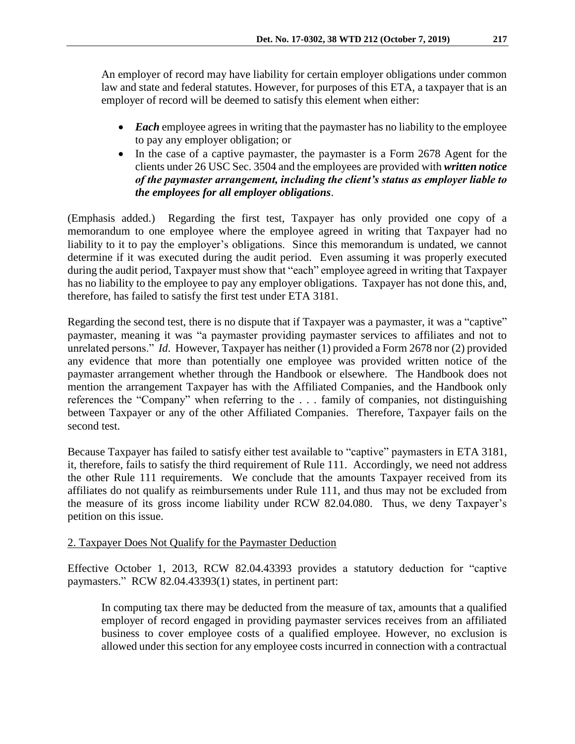An employer of record may have liability for certain employer obligations under common law and state and federal statutes. However, for purposes of this ETA, a taxpayer that is an employer of record will be deemed to satisfy this element when either:

- ***Each*** employee agrees in writing that the paymaster has no liability to the employee to pay any employer obligation; or
- In the case of a captive paymaster, the paymaster is a Form 2678 Agent for the clients under 26 USC Sec. 3504 and the employees are provided with ***written notice of the paymaster arrangement, including the client's status as employer liable to the employees for all employer obligations***.

(Emphasis added.) Regarding the first test, Taxpayer has only provided one copy of a memorandum to one employee where the employee agreed in writing that Taxpayer had no liability to it to pay the employer's obligations. Since this memorandum is undated, we cannot determine if it was executed during the audit period. Even assuming it was properly executed during the audit period, Taxpayer must show that "each" employee agreed in writing that Taxpayer has no liability to the employee to pay any employer obligations. Taxpayer has not done this, and, therefore, has failed to satisfy the first test under ETA 3181.

Regarding the second test, there is no dispute that if Taxpayer was a paymaster, it was a "captive" paymaster, meaning it was "a paymaster providing paymaster services to affiliates and not to unrelated persons." *Id*. However, Taxpayer has neither (1) provided a Form 2678 nor (2) provided any evidence that more than potentially one employee was provided written notice of the paymaster arrangement whether through the Handbook or elsewhere. The Handbook does not mention the arrangement Taxpayer has with the Affiliated Companies, and the Handbook only references the "Company" when referring to the . . . family of companies, not distinguishing between Taxpayer or any of the other Affiliated Companies. Therefore, Taxpayer fails on the second test.

Because Taxpayer has failed to satisfy either test available to "captive" paymasters in ETA 3181, it, therefore, fails to satisfy the third requirement of Rule 111. Accordingly, we need not address the other Rule 111 requirements. We conclude that the amounts Taxpayer received from its affiliates do not qualify as reimbursements under Rule 111, and thus may not be excluded from the measure of its gross income liability under RCW 82.04.080. Thus, we deny Taxpayer's petition on this issue.

2. Taxpayer Does Not Qualify for the Paymaster Deduction

Effective October 1, 2013, RCW 82.04.43393 provides a statutory deduction for "captive paymasters." RCW 82.04.43393(1) states, in pertinent part:

> In computing tax there may be deducted from the measure of tax, amounts that a qualified employer of record engaged in providing paymaster services receives from an affiliated business to cover employee costs of a qualified employee. However, no exclusion is allowed under this section for any employee costs incurred in connection with a contractual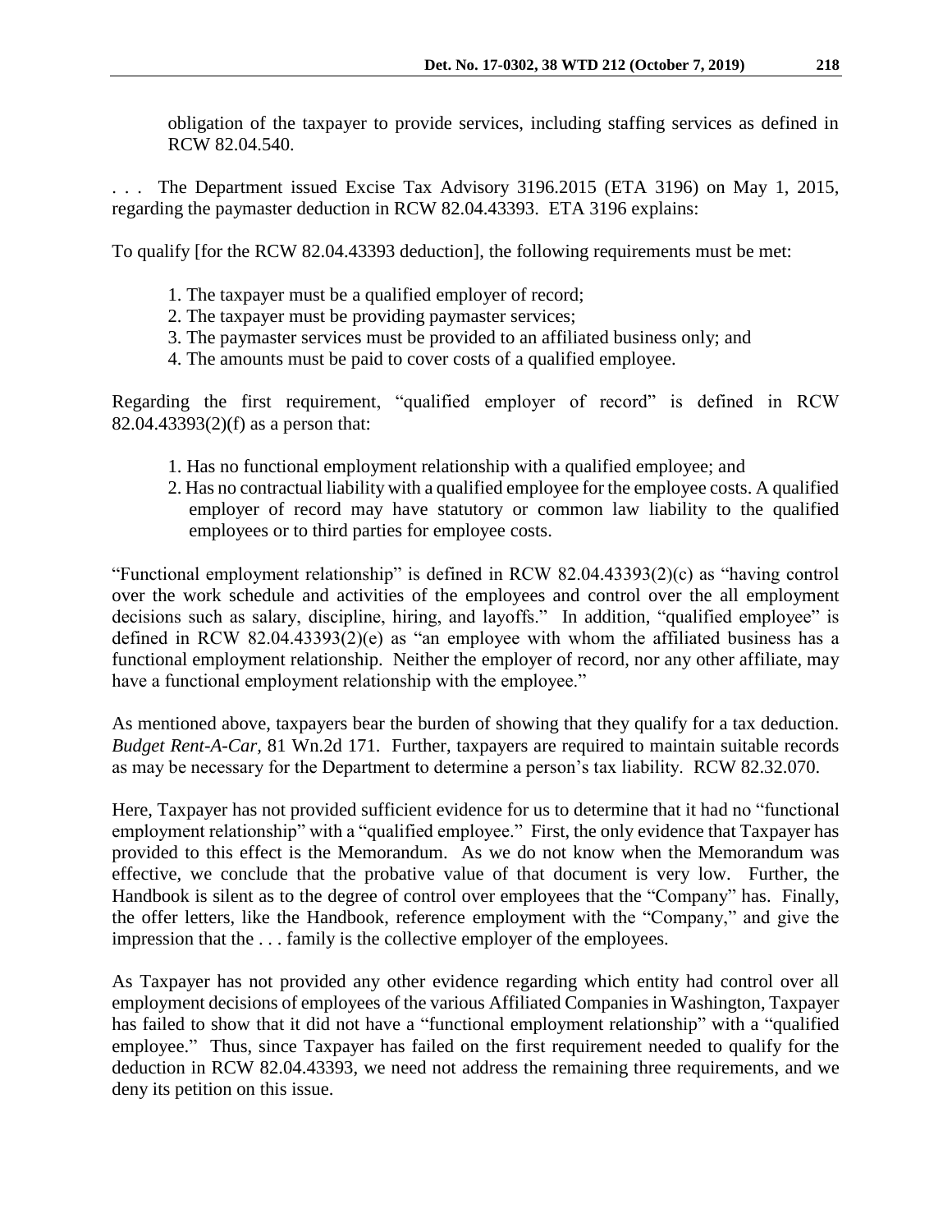obligation of the taxpayer to provide services, including staffing services as defined in RCW 82.04.540.

. . . The Department issued Excise Tax Advisory 3196.2015 (ETA 3196) on May 1, 2015, regarding the paymaster deduction in RCW 82.04.43393. ETA 3196 explains:

To qualify [for the RCW 82.04.43393 deduction], the following requirements must be met:

1. The taxpayer must be a qualified employer of record;
2. The taxpayer must be providing paymaster services;
3. The paymaster services must be provided to an affiliated business only; and
4. The amounts must be paid to cover costs of a qualified employee.

Regarding the first requirement, "qualified employer of record" is defined in RCW 82.04.43393(2)(f) as a person that:

1. Has no functional employment relationship with a qualified employee; and
2. Has no contractual liability with a qualified employee for the employee costs. A qualified employer of record may have statutory or common law liability to the qualified employees or to third parties for employee costs.

"Functional employment relationship" is defined in RCW 82.04.43393(2)(c) as "having control over the work schedule and activities of the employees and control over the all employment decisions such as salary, discipline, hiring, and layoffs." In addition, "qualified employee" is defined in RCW 82.04.43393(2)(e) as "an employee with whom the affiliated business has a functional employment relationship. Neither the employer of record, nor any other affiliate, may have a functional employment relationship with the employee."

As mentioned above, taxpayers bear the burden of showing that they qualify for a tax deduction. *Budget Rent-A-Car,* 81 Wn.2d 171. Further, taxpayers are required to maintain suitable records as may be necessary for the Department to determine a person's tax liability. RCW 82.32.070.

Here, Taxpayer has not provided sufficient evidence for us to determine that it had no "functional employment relationship" with a "qualified employee." First, the only evidence that Taxpayer has provided to this effect is the Memorandum. As we do not know when the Memorandum was effective, we conclude that the probative value of that document is very low. Further, the Handbook is silent as to the degree of control over employees that the "Company" has. Finally, the offer letters, like the Handbook, reference employment with the "Company," and give the impression that the . . . family is the collective employer of the employees.

As Taxpayer has not provided any other evidence regarding which entity had control over all employment decisions of employees of the various Affiliated Companies in Washington, Taxpayer has failed to show that it did not have a "functional employment relationship" with a "qualified employee." Thus, since Taxpayer has failed on the first requirement needed to qualify for the deduction in RCW 82.04.43393, we need not address the remaining three requirements, and we deny its petition on this issue.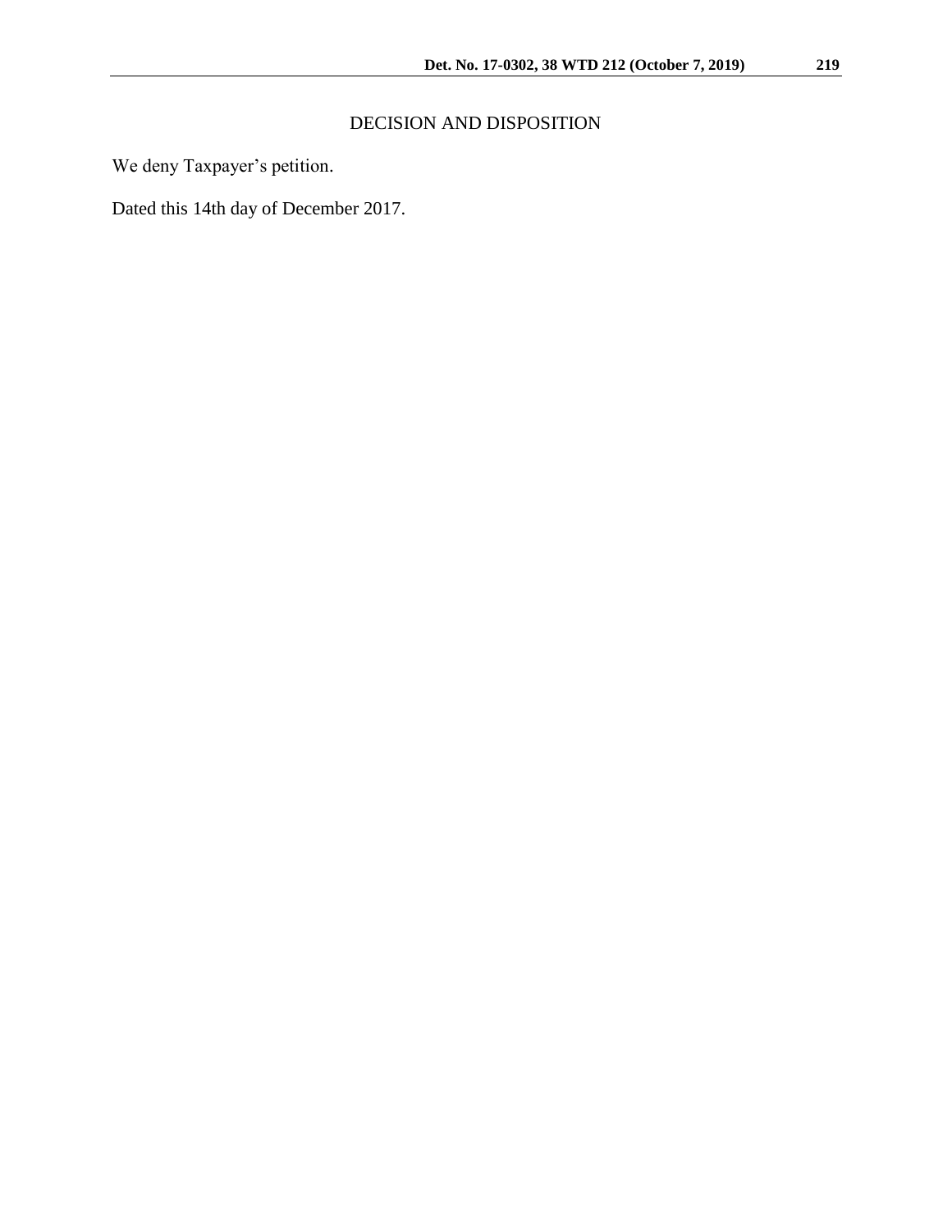## DECISION AND DISPOSITION

We deny Taxpayer's petition.

Dated this 14th day of December 2017.